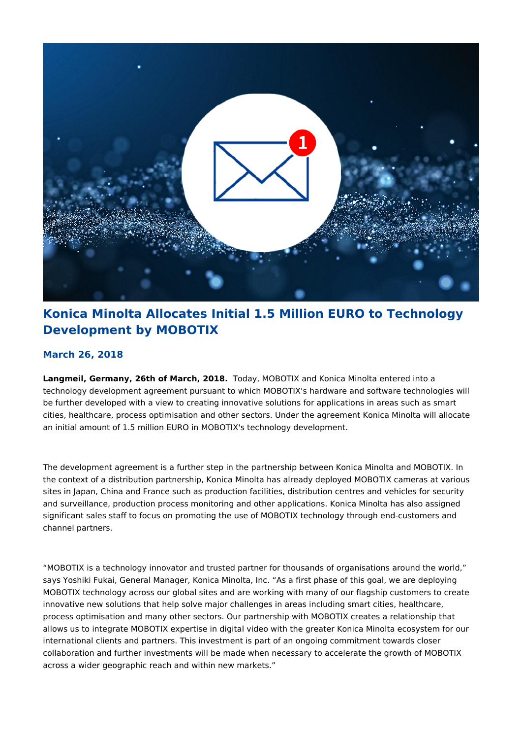# Konica Minolta Allocates Initial 1.5 Million EURO to Technology Development by MOBOTIX

### March 26, 2018

**Langmeil, Germany, 26th of March, 2018.** Today, MOBOTIX and Konica Minolta entered into a technology development agreement pursuant to which MOBOTIX's hardware and software technologies will be further developed with a view to creating innovative solutions for applications in areas such as smart cities, healthcare, process optimisation and other sectors. Under the agreement Konica Minolta will allocate an initial amount of 1.5 million EURO in MOBOTIX's technology development.

The development agreement is a further step in the partnership between Konica Minolta and MOBOTIX. In the context of a distribution partnership, Konica Minolta has already deployed MOBOTIX cameras at various sites in Japan, China and France such as production facilities, distribution centres and vehicles for security and surveillance, production process monitoring and other applications. Konica Minolta has also assigned significant sales staff to focus on promoting the use of MOBOTIX technology through end-customers and channel partners.

“MOBOTIX is a technology innovator and trusted partner for thousands of organisations around the world,” says Yoshiki Fukai, General Manager, Konica Minolta, Inc. “As a first phase of this goal, we are deploying MOBOTIX technology across our global sites and are working with many of our flagship customers to create innovative new solutions that help solve major challenges in areas including smart cities, healthcare, process optimisation and many other sectors. Our partnership with MOBOTIX creates a relationship that allows us to integrate MOBOTIX expertise in digital video with the greater Konica Minolta ecosystem for our international clients and partners. This investment is part of an ongoing commitment towards closer collaboration and further investments will be made when necessary to accelerate the growth of MOBOTIX across a wider geographic reach and within new markets.”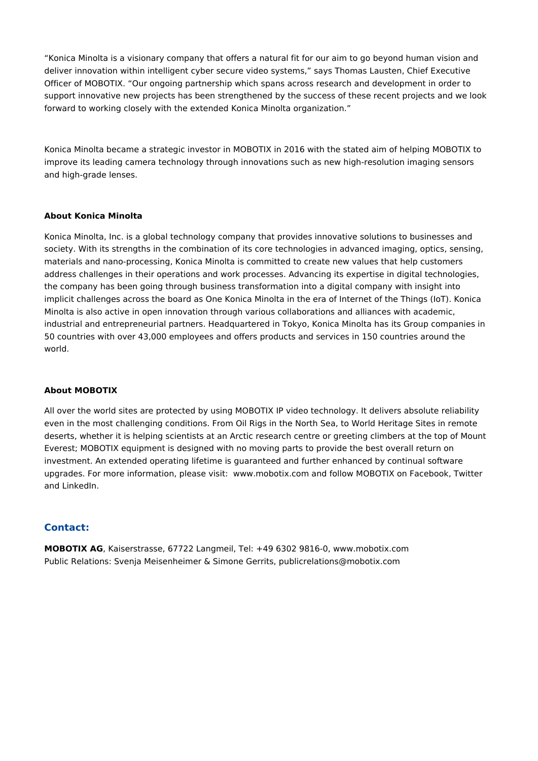“Konica Minolta is a visionary company that offers a natural fit for our aim to go beyond human vision and deliver innovation within intelligent cyber secure video systems,” says Thomas Lausten, Chief Executive Officer of MOBOTIX. “Our ongoing partnership which spans across research and development in order to support innovative new projects has been strengthened by the success of these recent projects and we look forward to working closely with the extended Konica Minolta organization.”

Konica Minolta became a strategic investor in MOBOTIX in 2016 with the stated aim of helping MOBOTIX to improve its leading camera technology through innovations such as new high-resolution imaging sensors and high-grade lenses.

**About Konica Minolta**

Konica Minolta, Inc. is a global technology company that provides innovative solutions to businesses and society. With its strengths in the combination of its core technologies in advanced imaging, optics, sensing, materials and nano-processing, Konica Minolta is committed to create new values that help customers address challenges in their operations and work processes. Advancing its expertise in digital technologies, the company has been going through business transformation into a digital company with insight into implicit challenges across the board as One Konica Minolta in the era of Internet of the Things (IoT). Konica Minolta is also active in open innovation through various collaborations and alliances with academic, industrial and entrepreneurial partners. Headquartered in Tokyo, Konica Minolta has its Group companies in 50 countries with over 43,000 employees and offers products and services in 150 countries around the world.

**About MOBOTIX**

All over the world sites are protected by using MOBOTIX IP video technology. It delivers absolute reliability even in the most challenging conditions. From Oil Rigs in the North Sea, to World Heritage Sites in remote deserts, whether it is helping scientists at an Arctic research centre or greeting climbers at the top of Mount Everest; MOBOTIX equipment is designed with no moving parts to provide the best overall return on investment. An extended operating lifetime is guaranteed and further enhanced by continual software upgrades. For more information, please visit: www.mobotix.com and follow MOBOTIX on Facebook, Twitter and LinkedIn.

## Contact:

**MOBOTIX AG**, Kaiserstrasse, 67722 Langmeil, Tel: +49 6302 9816-0, www.mobotix.com
Public Relations: Svenja Meisenheimer & Simone Gerrits, publicrelations@mobotix.com